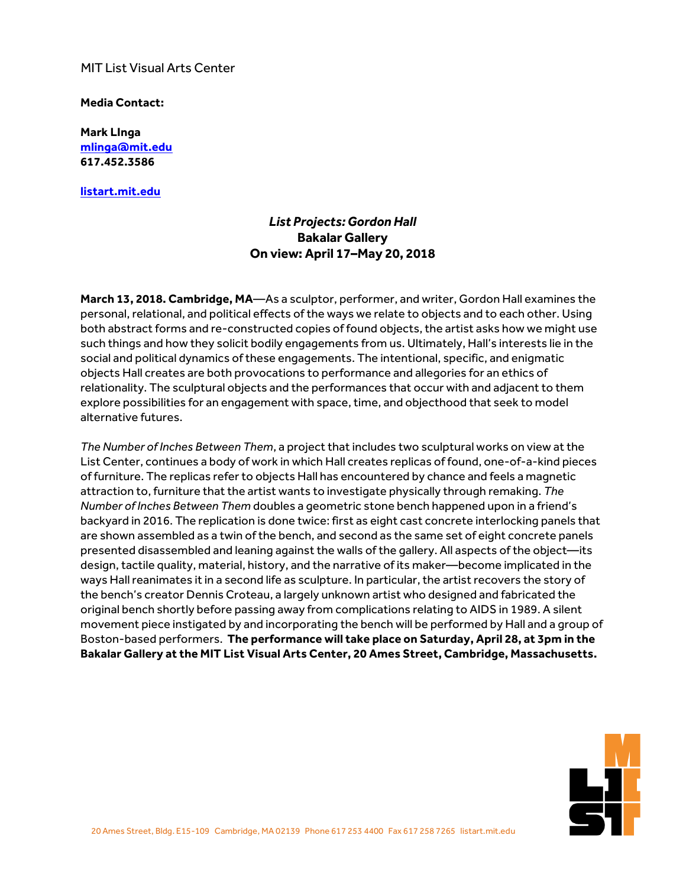MIT List Visual Arts Center

**Media Contact:**

**Mark LInga**
**mlinga@mit.edu**
**617.452.3586**

**listart.mit.edu**

***List Projects: Gordon Hall***
**Bakalar Gallery**
**On view: April 17–May 20, 2018**

**March 13, 2018. Cambridge, MA**—As a sculptor, performer, and writer, Gordon Hall examines the personal, relational, and political effects of the ways we relate to objects and to each other. Using both abstract forms and re-constructed copies of found objects, the artist asks how we might use such things and how they solicit bodily engagements from us. Ultimately, Hall's interests lie in the social and political dynamics of these engagements. The intentional, specific, and enigmatic objects Hall creates are both provocations to performance and allegories for an ethics of relationality. The sculptural objects and the performances that occur with and adjacent to them explore possibilities for an engagement with space, time, and objecthood that seek to model alternative futures.

*The Number of Inches Between Them*, a project that includes two sculptural works on view at the List Center, continues a body of work in which Hall creates replicas of found, one-of-a-kind pieces of furniture. The replicas refer to objects Hall has encountered by chance and feels a magnetic attraction to, furniture that the artist wants to investigate physically through remaking. *The Number of Inches Between Them* doubles a geometric stone bench happened upon in a friend's backyard in 2016. The replication is done twice: first as eight cast concrete interlocking panels that are shown assembled as a twin of the bench, and second as the same set of eight concrete panels presented disassembled and leaning against the walls of the gallery. All aspects of the object—its design, tactile quality, material, history, and the narrative of its maker—become implicated in the ways Hall reanimates it in a second life as sculpture. In particular, the artist recovers the story of the bench's creator Dennis Croteau, a largely unknown artist who designed and fabricated the original bench shortly before passing away from complications relating to AIDS in 1989. A silent movement piece instigated by and incorporating the bench will be performed by Hall and a group of Boston-based performers. **The performance will take place on Saturday, April 28, at 3pm in the Bakalar Gallery at the MIT List Visual Arts Center, 20 Ames Street, Cambridge, Massachusetts.**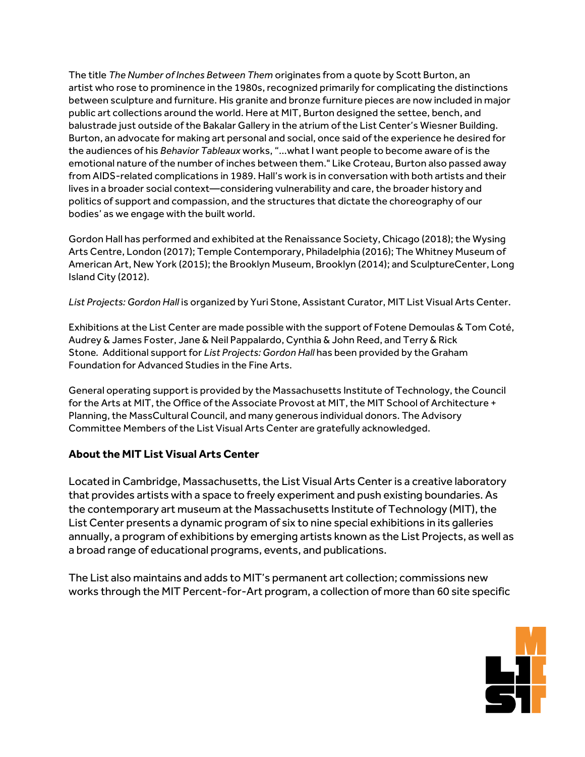The title *The Number of Inches Between Them* originates from a quote by Scott Burton, an artist who rose to prominence in the 1980s, recognized primarily for complicating the distinctions between sculpture and furniture. His granite and bronze furniture pieces are now included in major public art collections around the world. Here at MIT, Burton designed the settee, bench, and balustrade just outside of the Bakalar Gallery in the atrium of the List Center's Wiesner Building. Burton, an advocate for making art personal and social, once said of the experience he desired for the audiences of his *Behavior Tableaux* works, "…what I want people to become aware of is the emotional nature of the number of inches between them." Like Croteau, Burton also passed away from AIDS-related complications in 1989. Hall's work is in conversation with both artists and their lives in a broader social context—considering vulnerability and care, the broader history and politics of support and compassion, and the structures that dictate the choreography of our bodies' as we engage with the built world.

Gordon Hall has performed and exhibited at the Renaissance Society, Chicago (2018); the Wysing Arts Centre, London (2017); Temple Contemporary, Philadelphia (2016); The Whitney Museum of American Art, New York (2015); the Brooklyn Museum, Brooklyn (2014); and SculptureCenter, Long Island City (2012).

*List Projects: Gordon Hall* is organized by Yuri Stone, Assistant Curator, MIT List Visual Arts Center.

Exhibitions at the List Center are made possible with the support of Fotene Demoulas & Tom Coté, Audrey & James Foster, Jane & Neil Pappalardo, Cynthia & John Reed, and Terry & Rick Stone. Additional support for *List Projects: Gordon Hall* has been provided by the Graham Foundation for Advanced Studies in the Fine Arts.

General operating support is provided by the Massachusetts Institute of Technology, the Council for the Arts at MIT, the Office of the Associate Provost at MIT, the MIT School of Architecture + Planning, the MassCultural Council, and many generous individual donors. The Advisory Committee Members of the List Visual Arts Center are gratefully acknowledged.

### About the MIT List Visual Arts Center

Located in Cambridge, Massachusetts, the List Visual Arts Center is a creative laboratory that provides artists with a space to freely experiment and push existing boundaries. As the contemporary art museum at the Massachusetts Institute of Technology (MIT), the List Center presents a dynamic program of six to nine special exhibitions in its galleries annually, a program of exhibitions by emerging artists known as the List Projects, as well as a broad range of educational programs, events, and publications.

The List also maintains and adds to MIT's permanent art collection; commissions new works through the MIT Percent-for-Art program, a collection of more than 60 site specific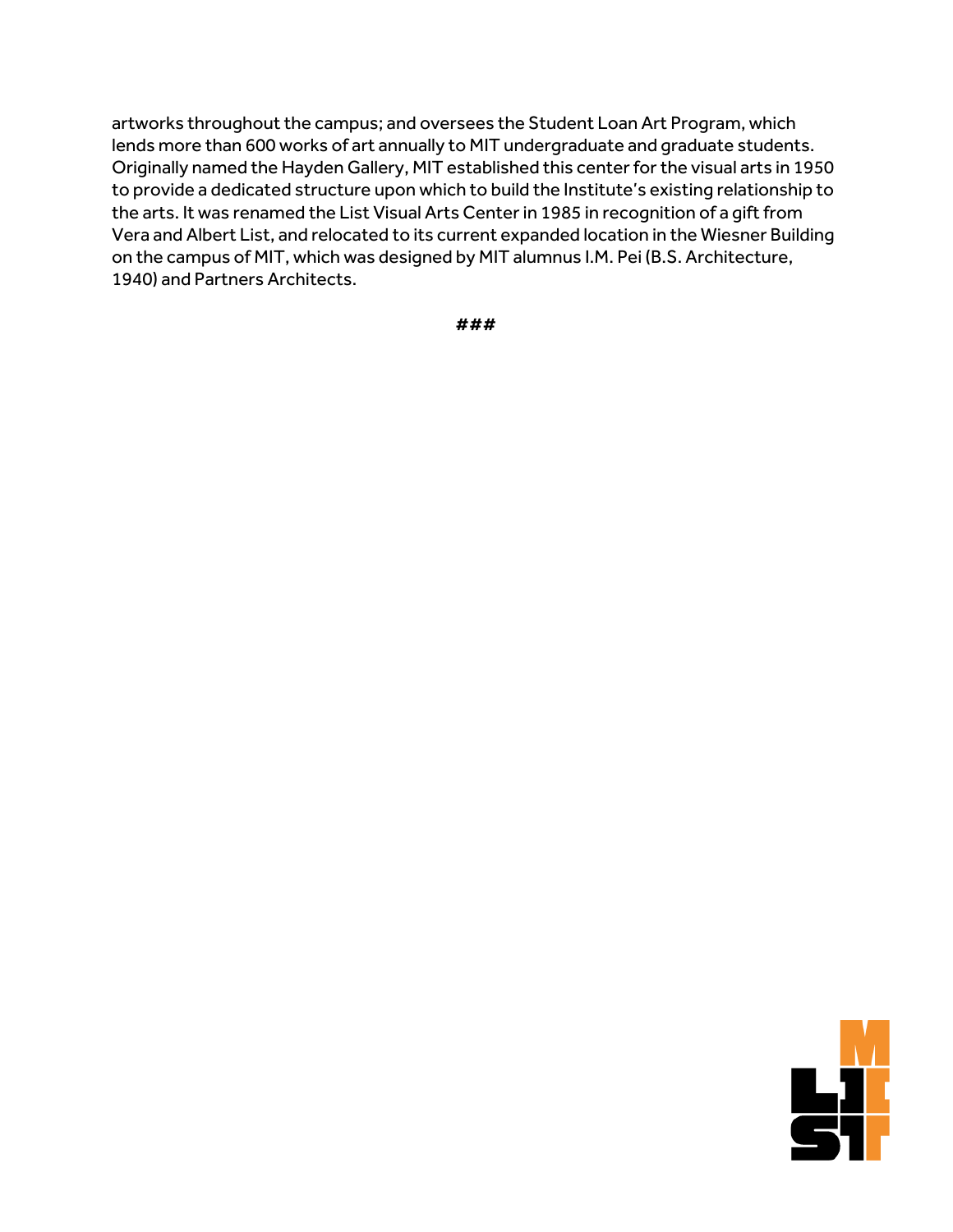artworks throughout the campus; and oversees the Student Loan Art Program, which lends more than 600 works of art annually to MIT undergraduate and graduate students. Originally named the Hayden Gallery, MIT established this center for the visual arts in 1950 to provide a dedicated structure upon which to build the Institute's existing relationship to the arts. It was renamed the List Visual Arts Center in 1985 in recognition of a gift from Vera and Albert List, and relocated to its current expanded location in the Wiesner Building on the campus of MIT, which was designed by MIT alumnus I.M. Pei (B.S. Architecture, 1940) and Partners Architects.

**###**